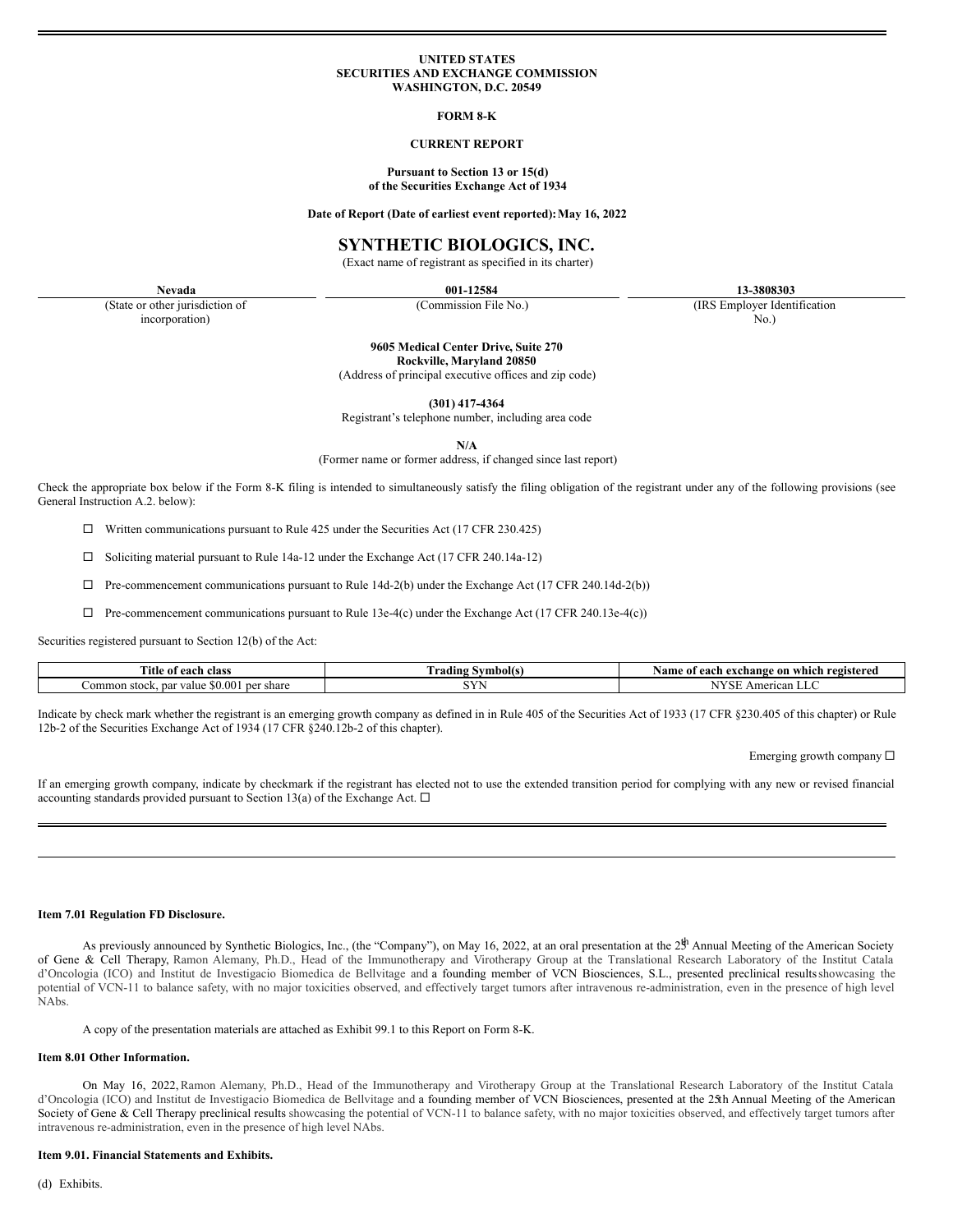UNITED STATES
SECURITIES AND EXCHANGE COMMISSION
WASHINGTON, D.C. 20549

**FORM 8-K**

**CURRENT REPORT**

**Pursuant to Section 13 or 15(d)
of the Securities Exchange Act of 1934**

**Date of Report (Date of earliest event reported): May 16, 2022**

# SYNTHETIC BIOLOGICS, INC.

(Exact name of registrant as specified in its charter)

| Nevada | 001-12584 | 13-3808303 |
|---|---|---|
| (State or other jurisdiction of incorporation) | (Commission File No.) | (IRS Employer Identification No.) |

**9605 Medical Center Drive, Suite 270
Rockville, Maryland 20850**
(Address of principal executive offices and zip code)

**(301) 417-4364**
Registrant's telephone number, including area code

**N/A**
(Former name or former address, if changed since last report)

Check the appropriate box below if the Form 8-K filing is intended to simultaneously satisfy the filing obligation of the registrant under any of the following provisions (see General Instruction A.2. below):

☐ Written communications pursuant to Rule 425 under the Securities Act (17 CFR 230.425)

☐ Soliciting material pursuant to Rule 14a-12 under the Exchange Act (17 CFR 240.14a-12)

☐ Pre-commencement communications pursuant to Rule 14d-2(b) under the Exchange Act (17 CFR 240.14d-2(b))

☐ Pre-commencement communications pursuant to Rule 13e-4(c) under the Exchange Act (17 CFR 240.13e-4(c))

Securities registered pursuant to Section 12(b) of the Act:

| Title of each class | Trading Symbol(s) | Name of each exchange on which registered |
|---|---|---|
| Common stock, par value $0.001 per share | SYN | NYSE American LLC |

Indicate by check mark whether the registrant is an emerging growth company as defined in in Rule 405 of the Securities Act of 1933 (17 CFR §230.405 of this chapter) or Rule 12b-2 of the Securities Exchange Act of 1934 (17 CFR §240.12b-2 of this chapter).

Emerging growth company ☐

If an emerging growth company, indicate by checkmark if the registrant has elected not to use the extended transition period for complying with any new or revised financial accounting standards provided pursuant to Section 13(a) of the Exchange Act. ☐

**Item 7.01 Regulation FD Disclosure.**

As previously announced by Synthetic Biologics, Inc., (the "Company"), on May 16, 2022, at an oral presentation at the 25th Annual Meeting of the American Society of Gene & Cell Therapy, Ramon Alemany, Ph.D., Head of the Immunotherapy and Virotherapy Group at the Translational Research Laboratory of the Institut Catala d'Oncologia (ICO) and Institut de Investigacio Biomedica de Bellvitage and a founding member of VCN Biosciences, S.L., presented preclinical results showcasing the potential of VCN-11 to balance safety, with no major toxicities observed, and effectively target tumors after intravenous re-administration, even in the presence of high level NAbs.

A copy of the presentation materials are attached as Exhibit 99.1 to this Report on Form 8-K.

**Item 8.01 Other Information.**

On May 16, 2022, Ramon Alemany, Ph.D., Head of the Immunotherapy and Virotherapy Group at the Translational Research Laboratory of the Institut Catala d'Oncologia (ICO) and Institut de Investigacio Biomedica de Bellvitage and a founding member of VCN Biosciences, presented at the 25th Annual Meeting of the American Society of Gene & Cell Therapy preclinical results showcasing the potential of VCN-11 to balance safety, with no major toxicities observed, and effectively target tumors after intravenous re-administration, even in the presence of high level NAbs.

**Item 9.01. Financial Statements and Exhibits.**

(d) Exhibits.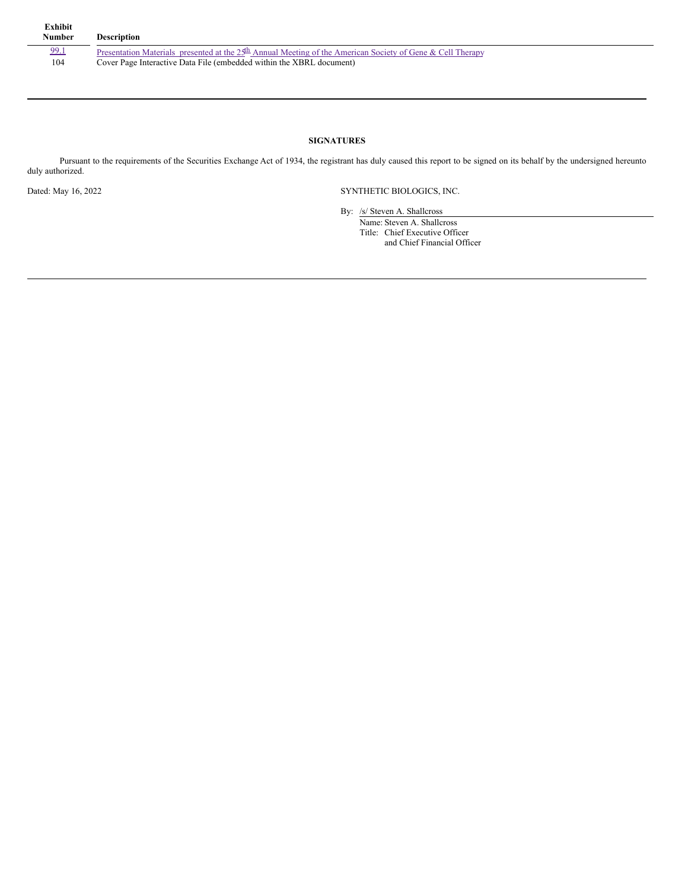| Exhibit Number | Description |
| --- | --- |
| 99.1 | Presentation Materials presented at the 25th Annual Meeting of the American Society of Gene & Cell Therapy |
| 104 | Cover Page Interactive Data File (embedded within the XBRL document) |

## SIGNATURES

Pursuant to the requirements of the Securities Exchange Act of 1934, the registrant has duly caused this report to be signed on its behalf by the undersigned hereunto duly authorized.

Dated: May 16, 2022

SYNTHETIC BIOLOGICS, INC.

By: /s/ Steven A. Shallcross

Name: Steven A. Shallcross

Title: Chief Executive Officer and Chief Financial Officer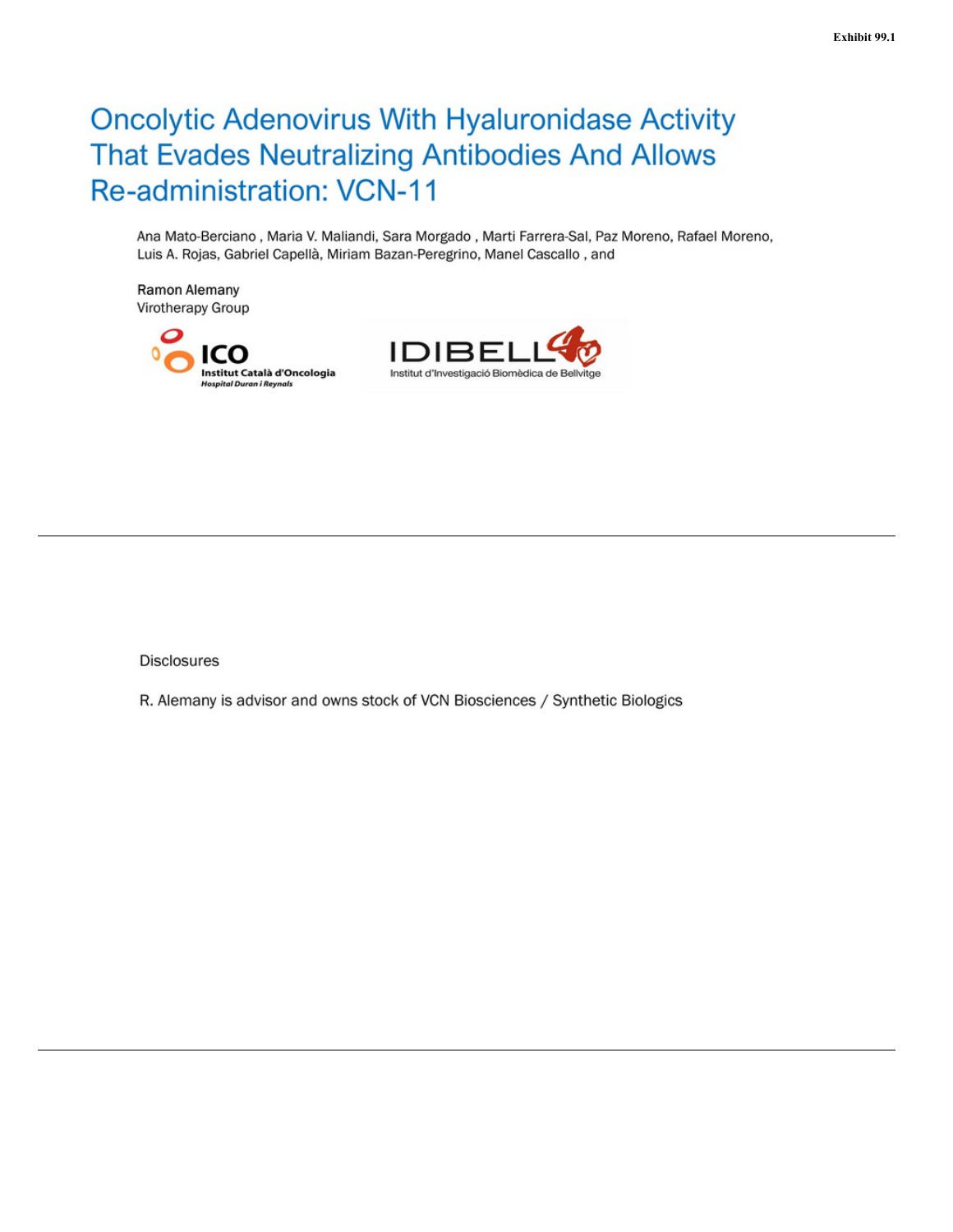Exhibit 99.1

# Oncolytic Adenovirus With Hyaluronidase Activity That Evades Neutralizing Antibodies And Allows Re-administration: VCN-11

Ana Mato-Berciano , Maria V. Maliandi, Sara Morgado , Marti Farrera-Sal, Paz Moreno, Rafael Moreno, Luis A. Rojas, Gabriel Capellà, Miriam Bazan-Peregrino, Manel Cascallo , and

Ramon Alemany
Virotherapy Group

ICO
Institut Català d'Oncologia
Hospital Duran i Reynals

IDIBELL
Institut d'Investigació Biomèdica de Bellvitge

---

Disclosures

R. Alemany is advisor and owns stock of VCN Biosciences / Synthetic Biologics

---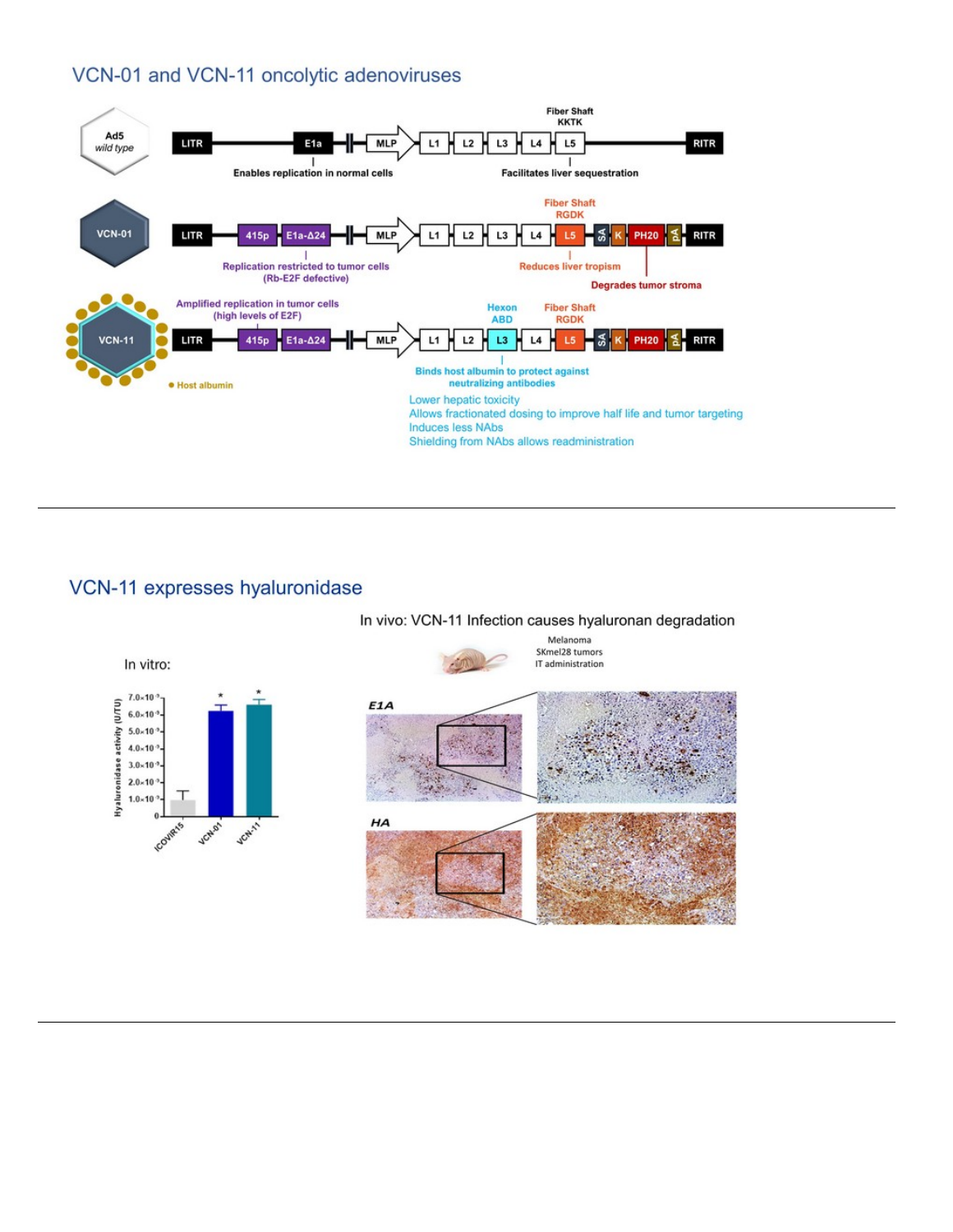## VCN-01 and VCN-11 oncolytic adenoviruses

**Ad5 wild type**: LITR — E1a — MLP — L1 — L2 — L3 — L4 — L5 — RITR

- E1a: Enables replication in normal cells
- Fiber Shaft KKTK (L5): Facilitates liver sequestration

**VCN-01**: LITR — 415p — E1a-Δ24 — MLP — L1 — L2 — L3 — L4 — L5 — SA — K — PH20 — pA — RITR

- 415p / E1a-Δ24: Replication restricted to tumor cells (Rb-E2F defective)
- Fiber Shaft RGDK (L5): Reduces liver tropism
- PH20: Degrades tumor stroma

**VCN-11**: LITR — 415p — E1a-Δ24 — MLP — L1 — L2 — L3 — L4 — L5 — SA — K — PH20 — pA — RITR

- 415p: Amplified replication in tumor cells (high levels of E2F)
- Hexon ABD (L3): Binds host albumin to protect against neutralizing antibodies
- Fiber Shaft RGDK (L5)
- Host albumin

Lower hepatic toxicity
Allows fractionated dosing to improve half life and tumor targeting
Induces less NAbs
Shielding from NAbs allows readministration

---

## VCN-11 expresses hyaluronidase

**In vitro:**

Hyaluronidase activity (U/TU): ICOVIR15, VCN-01*, VCN-11*

**In vivo: VCN-11 Infection causes hyaluronan degradation**

Melanoma
SKmel28 tumors
IT administration

E1A

HA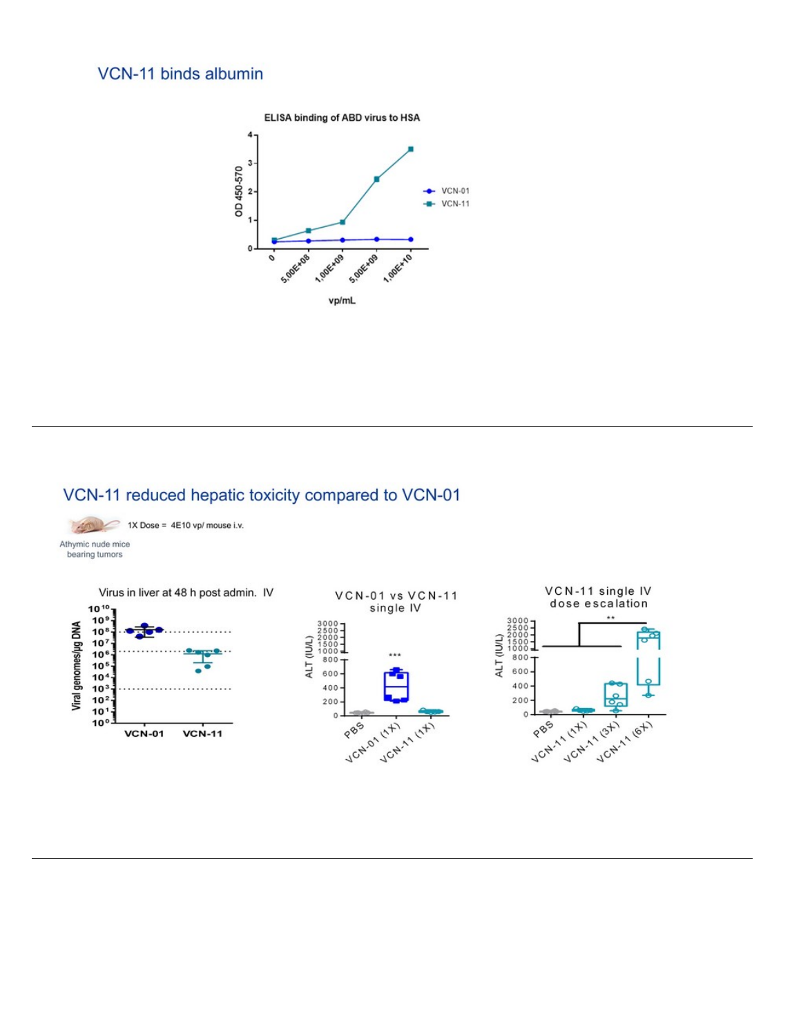## VCN-11 binds albumin

## VCN-11 reduced hepatic toxicity compared to VCN-01

1X Dose = 4E10 vp/ mouse i.v.

Athymic nude mice bearing tumors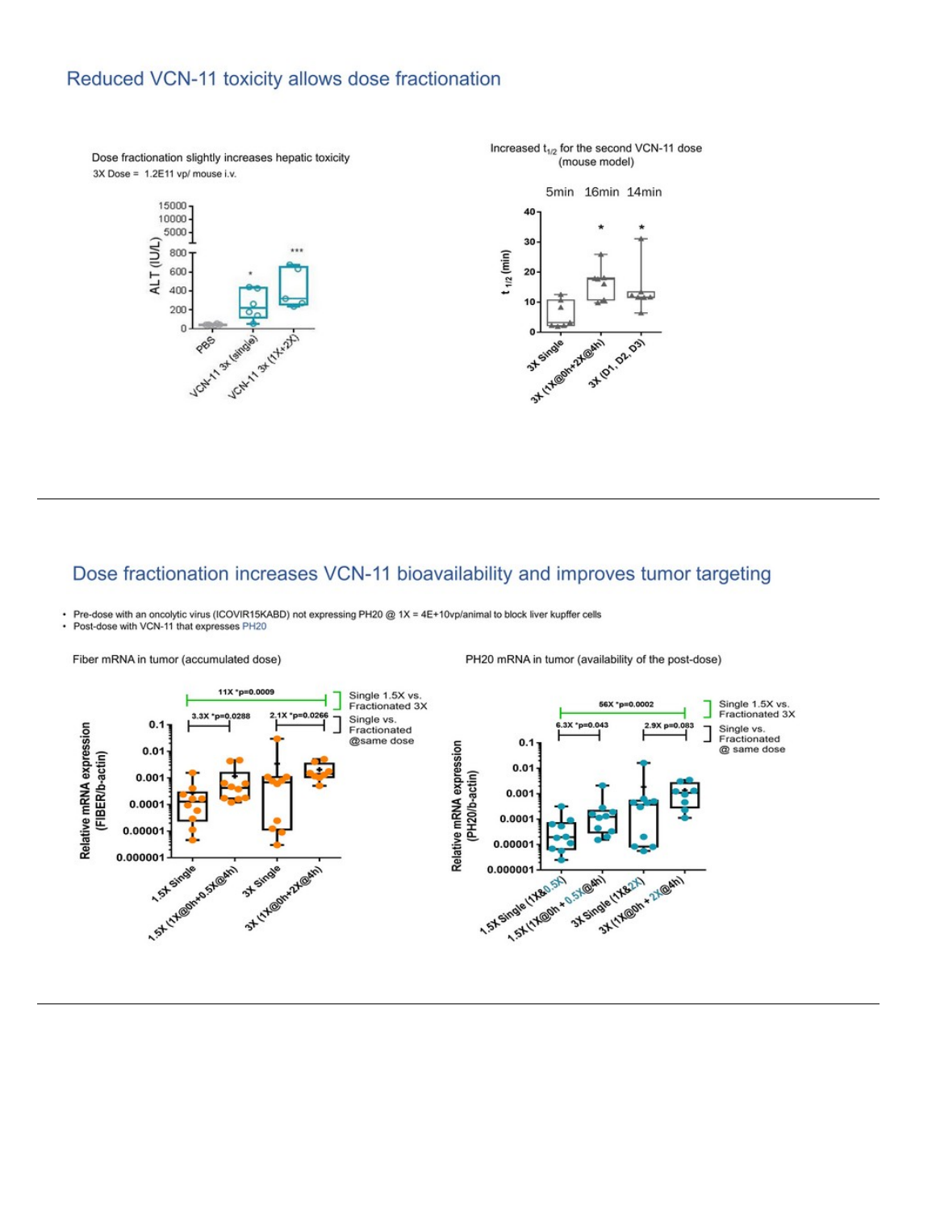## Reduced VCN-11 toxicity allows dose fractionation

Dose fractionation slightly increases hepatic toxicity

3X Dose = 1.2E11 vp/ mouse i.v.

Increased $t_{1/2}$ for the second VCN-11 dose (mouse model)

5min 16min 14min

---

## Dose fractionation increases VCN-11 bioavailability and improves tumor targeting

- Pre-dose with an oncolytic virus (ICOVIR15KABD) not expressing PH20 @ 1X = 4E+10vp/animal to block liver kupffer cells
- Post-dose with VCN-11 that expresses PH20

Fiber mRNA in tumor (accumulated dose)

PH20 mRNA in tumor (availability of the post-dose)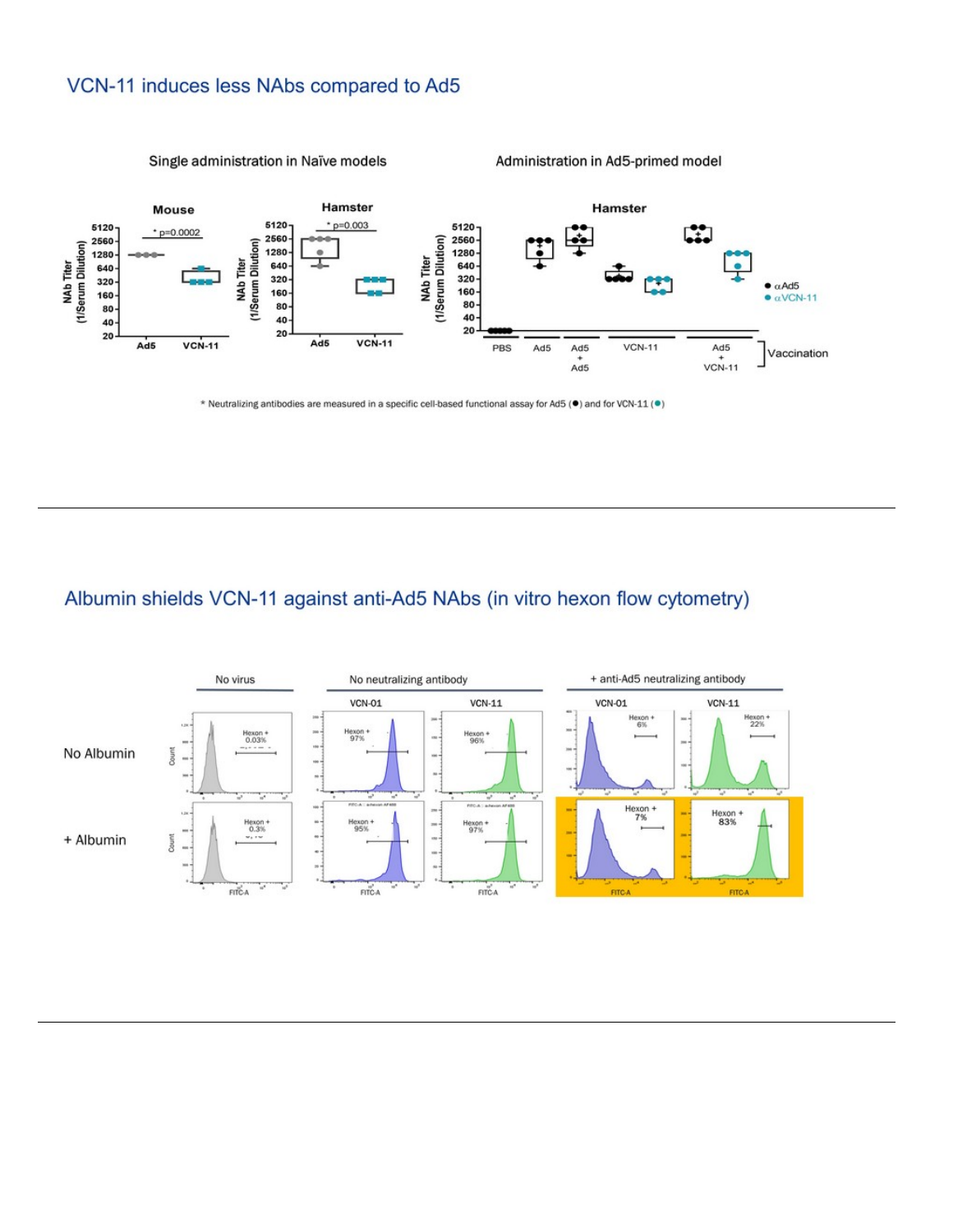## VCN-11 induces less NAbs compared to Ad5

Single administration in Naïve models

Mouse

* p=0.0002

Hamster

* p=0.003

Administration in Ad5-primed model

Hamster

NAb Titer (1/Serum Dilution)

5120, 2560, 1280, 640, 320, 160, 80, 40, 20

Ad5, VCN-11

PBS, Ad5, Ad5 + Ad5, VCN-11, Ad5 + VCN-11 — Vaccination

● αAd5
● αVCN-11

* Neutralizing antibodies are measured in a specific cell-based functional assay for Ad5 (●) and for VCN-11 (●)

---

## Albumin shields VCN-11 against anti-Ad5 NAbs (in vitro hexon flow cytometry)

| | No virus | No neutralizing antibody: VCN-01 | No neutralizing antibody: VCN-11 | + anti-Ad5 neutralizing antibody: VCN-01 | + anti-Ad5 neutralizing antibody: VCN-11 |
| --- | --- | --- | --- | --- | --- |
| No Albumin | Hexon + 0.03% | Hexon + 97% | Hexon + 96% | Hexon + 6% | Hexon + 22% |
| + Albumin | Hexon + 0.3% | Hexon + 95% | Hexon + 97% | Hexon + 7% | Hexon + 83% |

---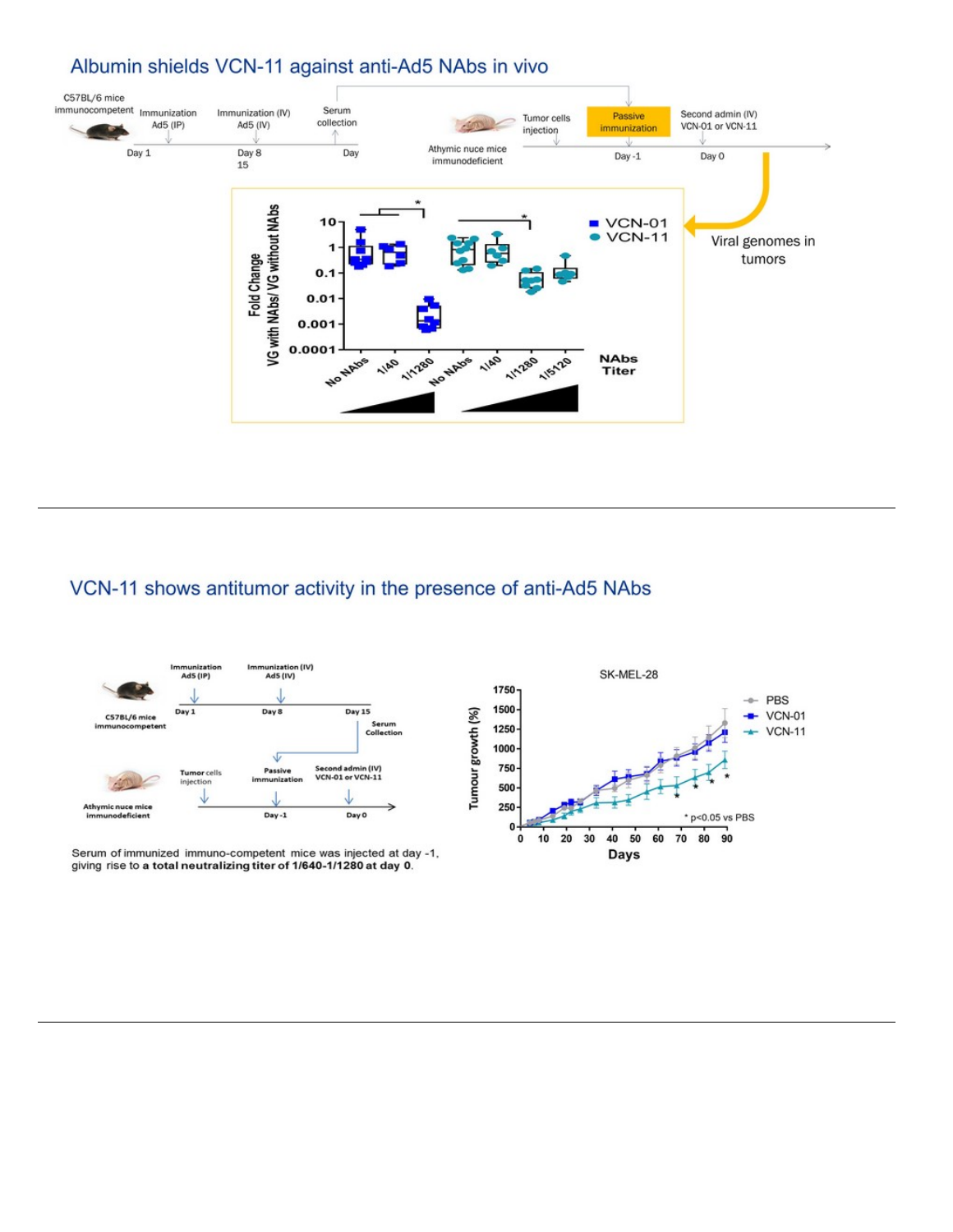## Albumin shields VCN-11 against anti-Ad5 NAbs in vivo

C57BL/6 mice immunocompetent — Immunization Ad5 (IP) Day 1 — Immunization (IV) Ad5 (IV) Day 8 — Serum collection Day 15

Athymic nuce mice immunodeficient — Tumor cells injection — Passive immunization Day -1 — Second admin (IV) VCN-01 or VCN-11 Day 0

Fold Change VG with NAbs/ VG without NAbs

NAbs Titer: No NAbs, 1/40, 1/1280 (VCN-01); No NAbs, 1/40, 1/1280, 1/5120 (VCN-11)

Viral genomes in tumors

---

## VCN-11 shows antitumor activity in the presence of anti-Ad5 NAbs

C57BL/6 mice immunocompetent — Immunization Ad5 (IP) Day 1 — Immunization (IV) Ad5 (IV) Day 8 — Day 15 Serum Collection

Athymic nuce mice immunodeficient — Tumor cells injection — Passive immunization Day -1 — Second admin (IV) VCN-01 or VCN-11 Day 0

Serum of immunized immuno-competent mice was injected at day -1, giving rise to **a total neutralizing titer of 1/640-1/1280 at day 0.**

SK-MEL-28

Tumour growth (%) vs. Days — PBS, VCN-01, VCN-11

* $p<0.05$ vs PBS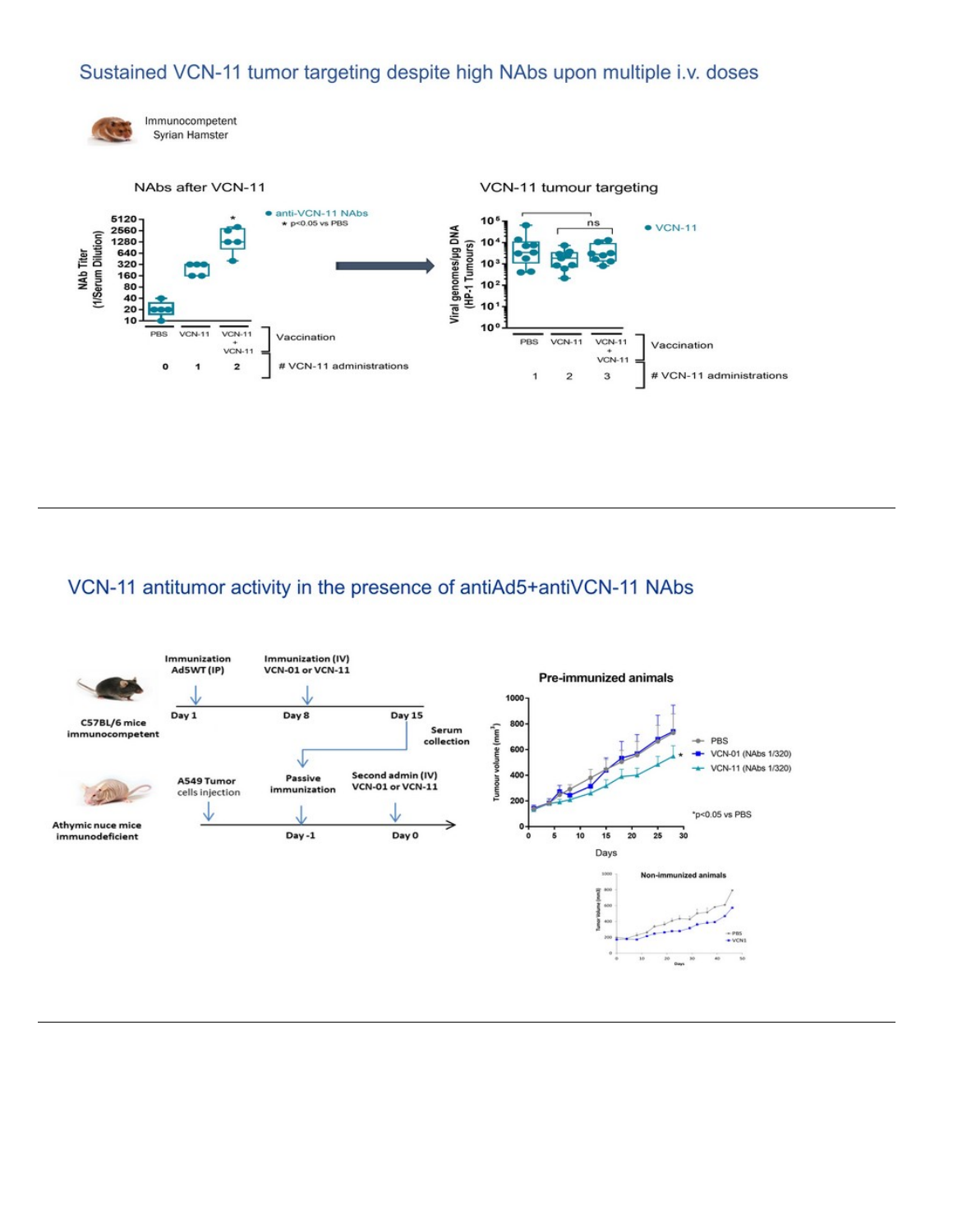## Sustained VCN-11 tumor targeting despite high NAbs upon multiple i.v. doses

Immunocompetent Syrian Hamster

NAbs after VCN-11

- anti-VCN-11 NAbs
- * p<0.05 vs PBS

NAb Titer (1/Serum Dilution)

| Vaccination | PBS | VCN-11 | VCN-11 + VCN-11 |
| --- | --- | --- | --- |
| # VCN-11 administrations | 0 | 1 | 2 |

VCN-11 tumour targeting

- VCN-11

Viral genomes/µg DNA (HP-1 Tumours)

| Vaccination | PBS | VCN-11 | VCN-11 + VCN-11 |
| --- | --- | --- | --- |
| # VCN-11 administrations | 1 | 2 | 3 |

ns

---

## VCN-11 antitumor activity in the presence of antiAd5+antiVCN-11 NAbs

C57BL/6 mice immunocompetent

- Day 1: Immunization Ad5WT (IP)
- Day 8: Immunization (IV) VCN-01 or VCN-11
- Day 15: Serum collection

Athymic nuce mice immunodeficient

- A549 Tumor cells injection
- Day -1: Passive immunization
- Day 0: Second admin (IV) VCN-01 or VCN-11

Pre-immunized animals

- PBS
- VCN-01 (NAbs 1/320)
- VCN-11 (NAbs 1/320)

*p<0.05 vs PBS

Tumour volume (mm³) vs Days

Non-immunized animals

- PBS
- VCN1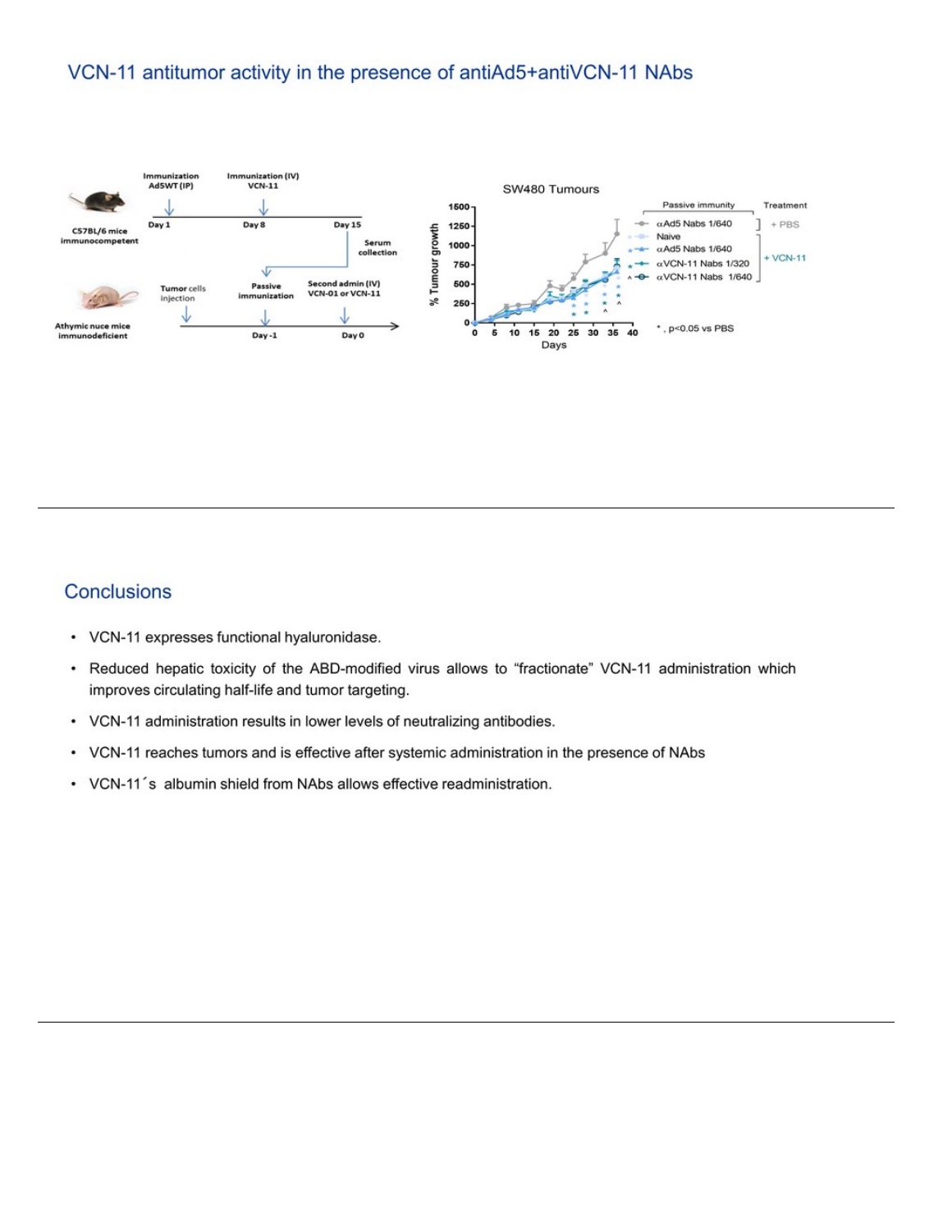## VCN-11 antitumor activity in the presence of antiAd5+antiVCN-11 NAbs

## Conclusions

- VCN-11 expresses functional hyaluronidase.
- Reduced hepatic toxicity of the ABD-modified virus allows to "fractionate" VCN-11 administration which improves circulating half-life and tumor targeting.
- VCN-11 administration results in lower levels of neutralizing antibodies.
- VCN-11 reaches tumors and is effective after systemic administration in the presence of NAbs
- VCN-11´s albumin shield from NAbs allows effective readministration.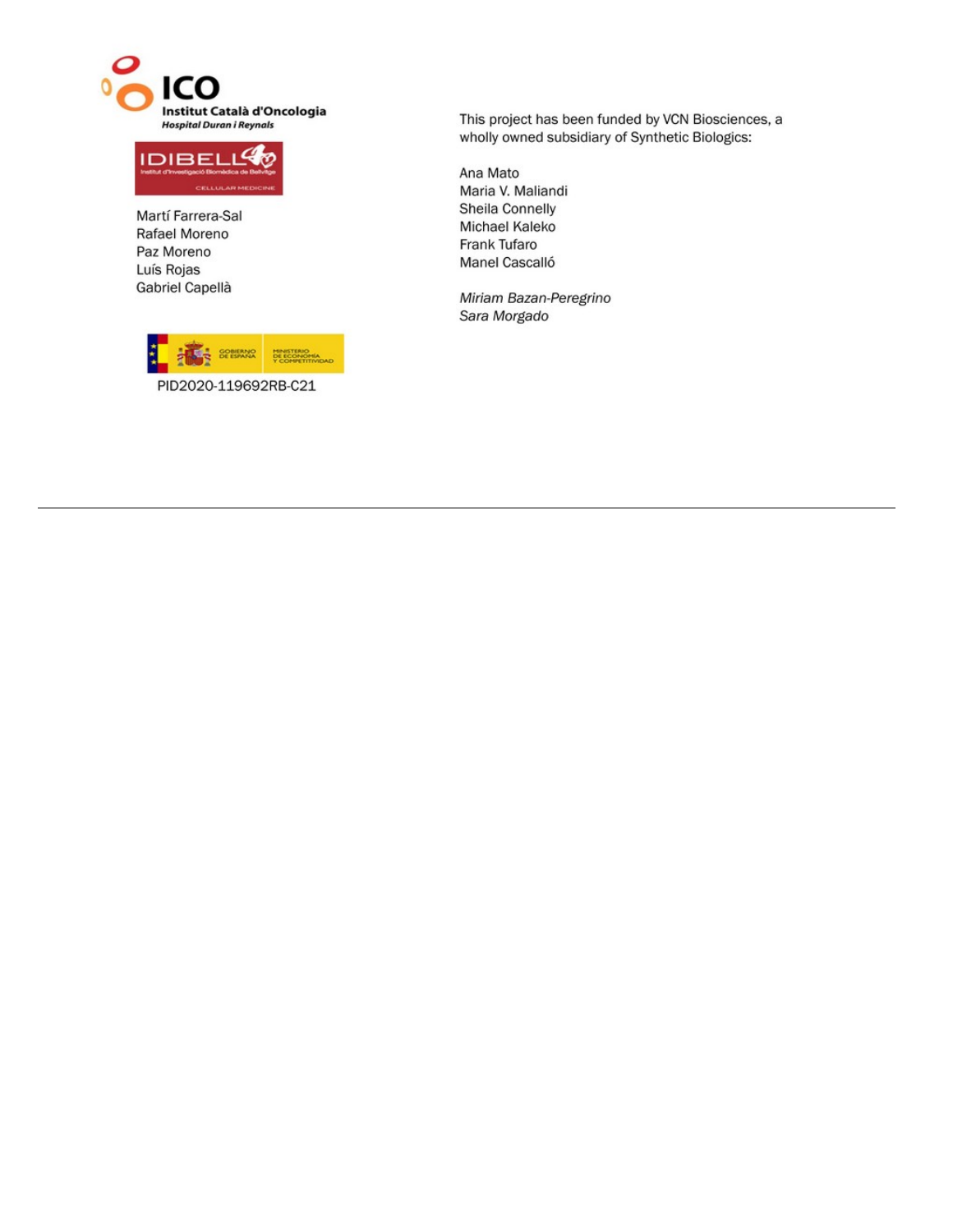ICO
Institut Català d'Oncologia
*Hospital Duran i Reynals*

IDIBELL
Institut d'Investigació Biomèdica de Bellvitge
CELLULAR MEDICINE

Martí Farrera-Sal
Rafael Moreno
Paz Moreno
Luís Rojas
Gabriel Capellà

GOBIERNO DE ESPAÑA — MINISTERIO DE ECONOMÍA Y COMPETITIVIDAD

PID2020-119692RB-C21

This project has been funded by VCN Biosciences, a wholly owned subsidiary of Synthetic Biologics:

Ana Mato
Maria V. Maliandi
Sheila Connelly
Michael Kaleko
Frank Tufaro
Manel Cascalló

*Miriam Bazan-Peregrino*
*Sara Morgado*

---